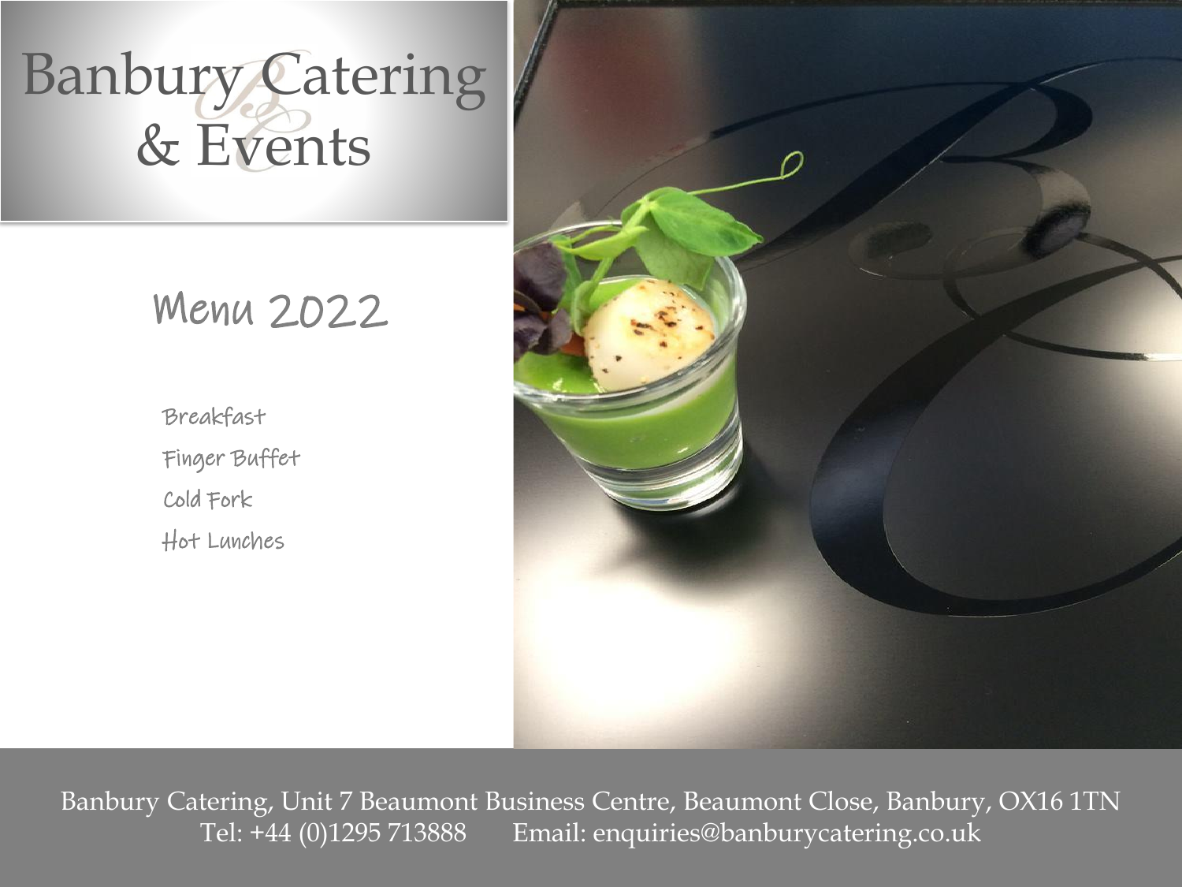# Banbury Catering & Events

## Menu 2022

- Breakfast
- Finger Buffet
- Cold Fork
- Hot Lunches

Banbury Catering, Unit 7 Beaumont Business Centre, Beaumont Close, Banbury, OX16 1TN
Tel: +44 (0)1295 713888 Email: enquiries@banburycatering.co.uk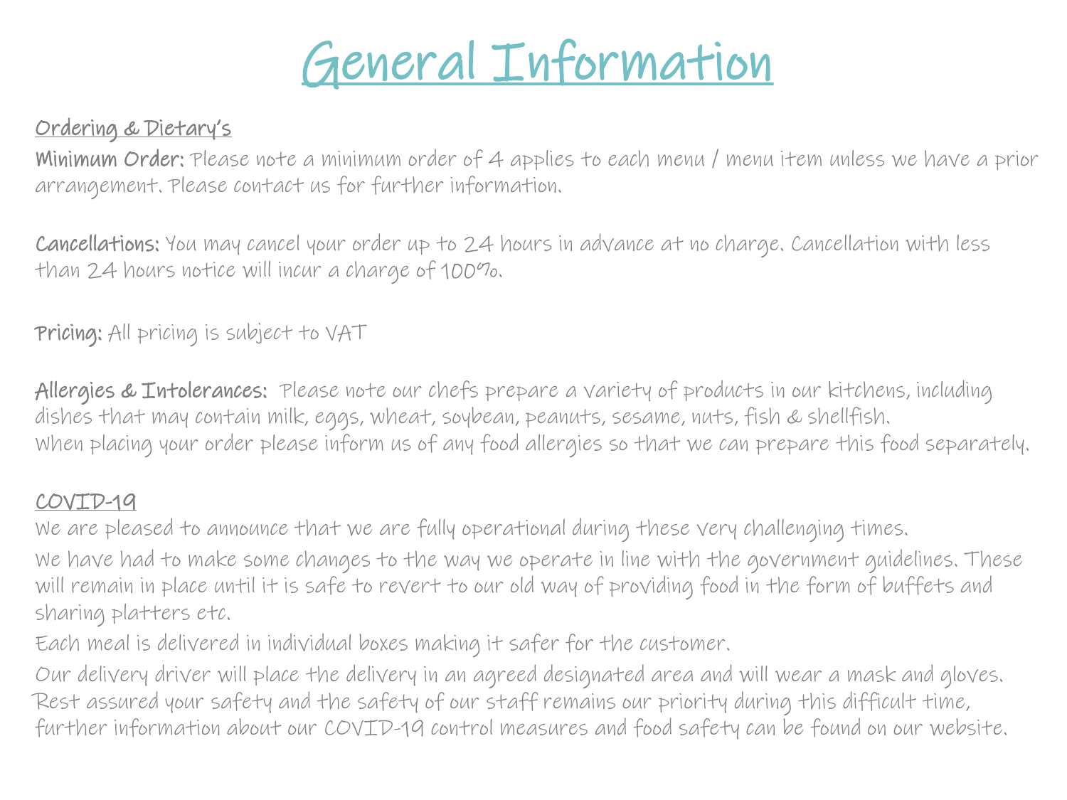# General Information

## Ordering & Dietary's

**Minimum Order:** Please note a minimum order of 4 applies to each menu / menu item unless we have a prior arrangement. Please contact us for further information.

**Cancellations:** You may cancel your order up to 24 hours in advance at no charge. Cancellation with less than 24 hours notice will incur a charge of 100%.

**Pricing:** All pricing is subject to VAT

**Allergies & Intolerances:** Please note our chefs prepare a variety of products in our kitchens, including dishes that may contain milk, eggs, wheat, soybean, peanuts, sesame, nuts, fish & shellfish.
When placing your order please inform us of any food allergies so that we can prepare this food separately.

## COVID-19

We are pleased to announce that we are fully operational during these very challenging times.

We have had to make some changes to the way we operate in line with the government guidelines. These will remain in place until it is safe to revert to our old way of providing food in the form of buffets and sharing platters etc.

Each meal is delivered in individual boxes making it safer for the customer.

Our delivery driver will place the delivery in an agreed designated area and will wear a mask and gloves. Rest assured your safety and the safety of our staff remains our priority during this difficult time, further information about our COVID-19 control measures and food safety can be found on our website.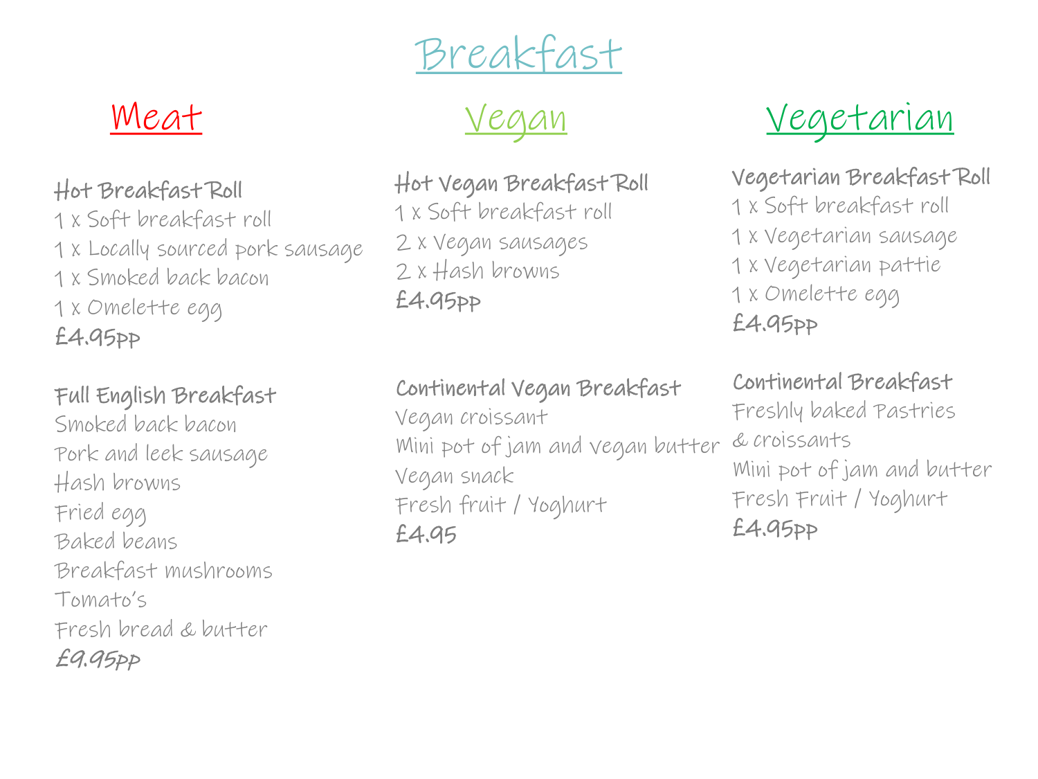# Breakfast

## Meat

### Hot Breakfast Roll

1 x Soft breakfast roll
1 x Locally sourced pork sausage
1 x Smoked back bacon
1 x Omelette egg
**£4.95pp**

### Full English Breakfast

Smoked back bacon
Pork and leek sausage
Hash browns
Fried egg
Baked beans
Breakfast mushrooms
Tomato's
Fresh bread & butter
**£9.95pp**

## Vegan

### Hot Vegan Breakfast Roll

1 x Soft breakfast roll
2 x Vegan sausages
2 x Hash browns
**£4.95pp**

### Continental Vegan Breakfast

Vegan croissant
Mini pot of jam and vegan butter
Vegan snack
Fresh fruit / Yoghurt
**£4.95**

## Vegetarian

### Vegetarian Breakfast Roll

1 x Soft breakfast roll
1 x Vegetarian sausage
1 x Vegetarian pattie
1 x Omelette egg
**£4.95pp**

### Continental Breakfast

Freshly baked Pastries & croissants
Mini pot of jam and butter
Fresh Fruit / Yoghurt
**£4.95pp**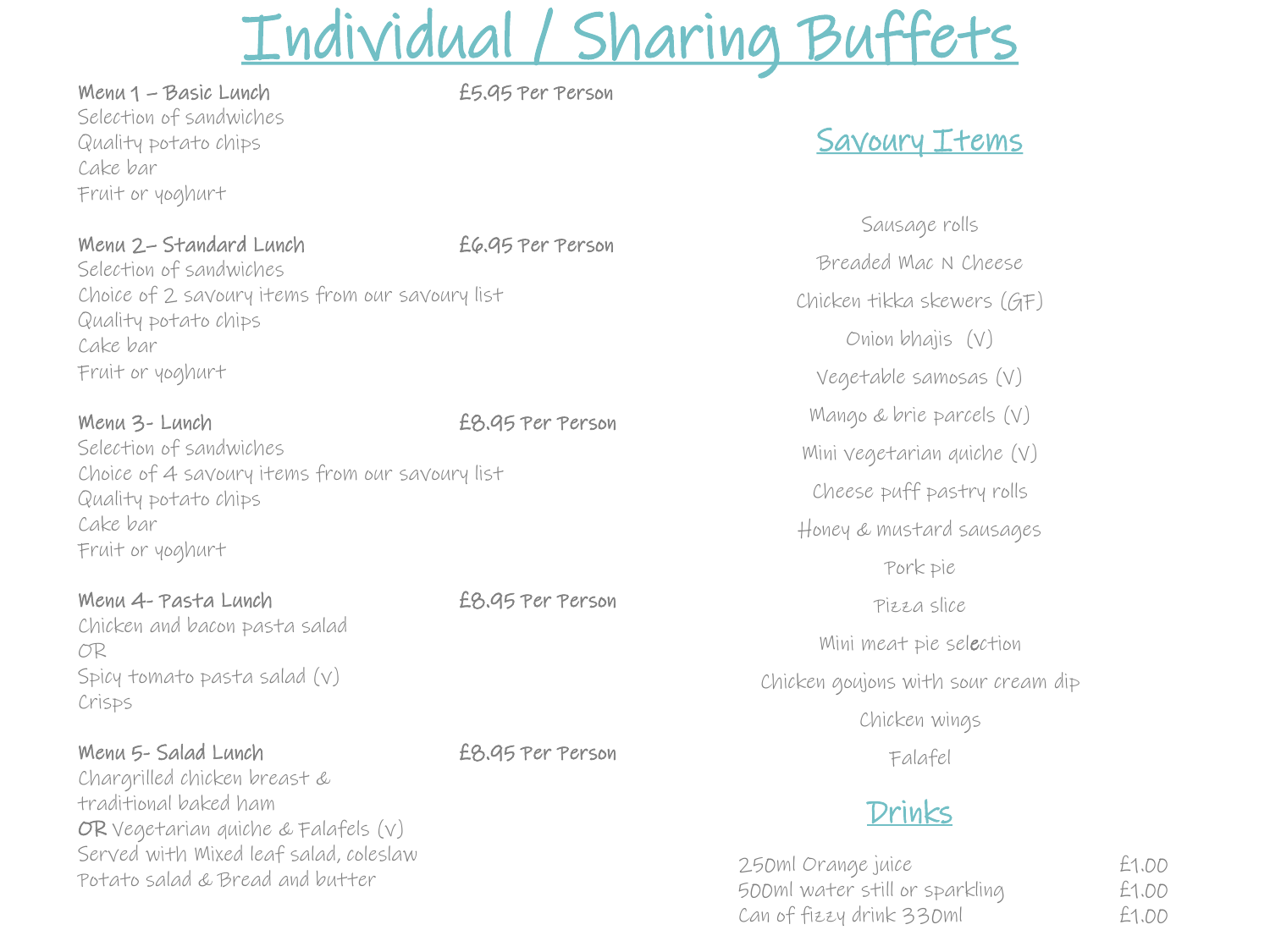# Individual / Sharing Buffets

**Menu 1 – Basic Lunch** **£5.95 Per Person**

Selection of sandwiches
Quality potato chips
Cake bar
Fruit or yoghurt

**Menu 2– Standard Lunch** **£6.95 Per Person**

Selection of sandwiches
Choice of 2 savoury items from our savoury list
Quality potato chips
Cake bar
Fruit or yoghurt

**Menu 3- Lunch** **£8.95 Per Person**

Selection of sandwiches
Choice of 4 savoury items from our savoury list
Quality potato chips
Cake bar
Fruit or yoghurt

**Menu 4- Pasta Lunch** **£8.95 Per Person**

Chicken and bacon pasta salad
OR
Spicy tomato pasta salad (v)
Crisps

**Menu 5- Salad Lunch** **£8.95 Per Person**

Chargrilled chicken breast &
traditional baked ham
**OR** Vegetarian quiche & Falafels (v)
Served with Mixed leaf salad, coleslaw
Potato salad & Bread and butter

## Savoury Items

Sausage rolls
Breaded Mac N Cheese
Chicken tikka skewers (GF)
Onion bhajis (V)
Vegetable samosas (V)
Mango & brie parcels (V)
Mini vegetarian quiche (V)
Cheese puff pastry rolls
Honey & mustard sausages
Pork pie
Pizza slice
Mini meat pie selection
Chicken goujons with sour cream dip
Chicken wings
Falafel

## Drinks

| | |
|---|---|
| 250ml Orange juice | £1.00 |
| 500ml water still or sparkling | £1.00 |
| Can of fizzy drink 330ml | £1.00 |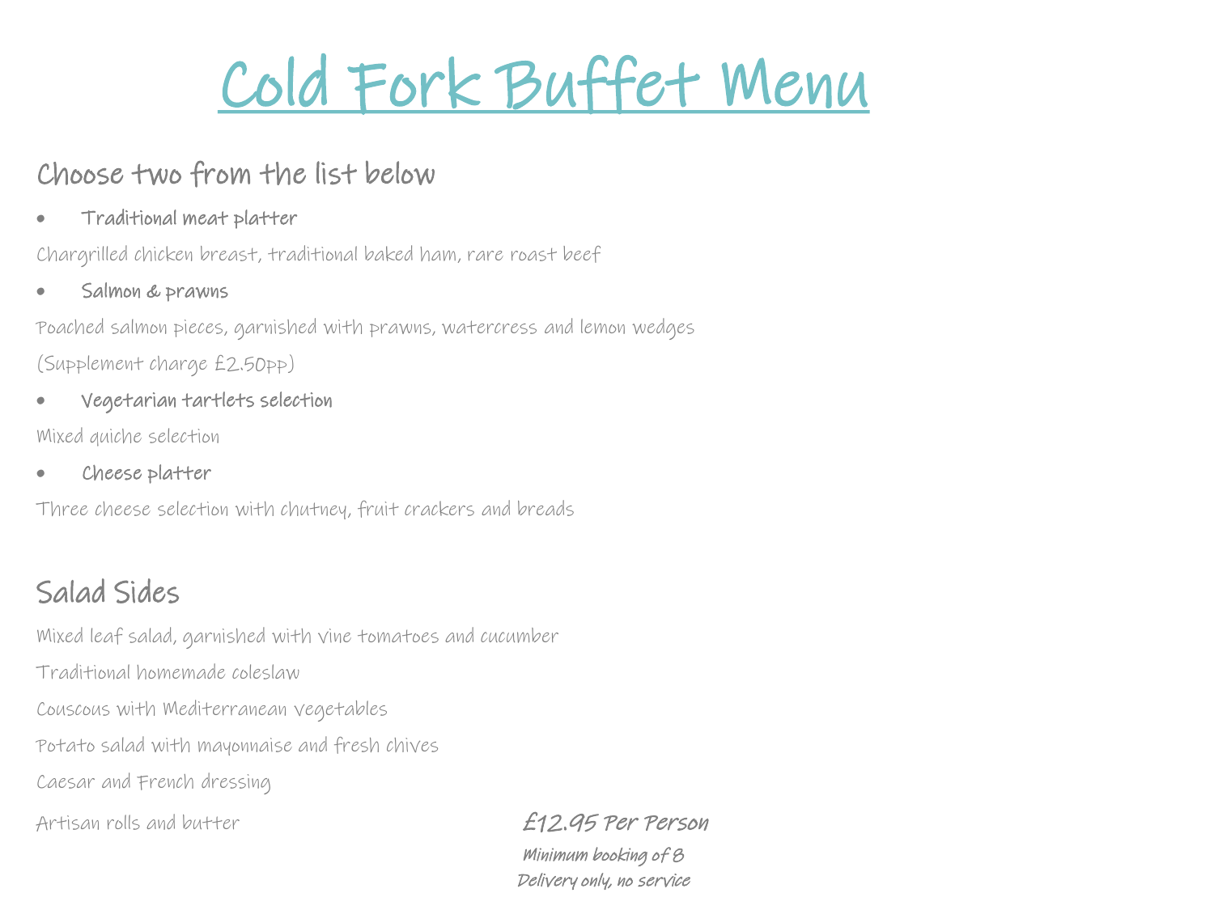# Cold Fork Buffet Menu

## Choose two from the list below

- **Traditional meat platter**

Chargrilled chicken breast, traditional baked ham, rare roast beef

- **Salmon & prawns**

Poached salmon pieces, garnished with prawns, watercress and lemon wedges

(Supplement charge £2.50pp)

- **Vegetarian tartlets selection**

Mixed quiche selection

- **Cheese platter**

Three cheese selection with chutney, fruit crackers and breads

## Salad Sides

Mixed leaf salad, garnished with vine tomatoes and cucumber

Traditional homemade coleslaw

Couscous with Mediterranean vegetables

Potato salad with mayonnaise and fresh chives

Caesar and French dressing

Artisan rolls and butter

***£12.95 Per Person***

***Minimum booking of 8***

***Delivery only, no service***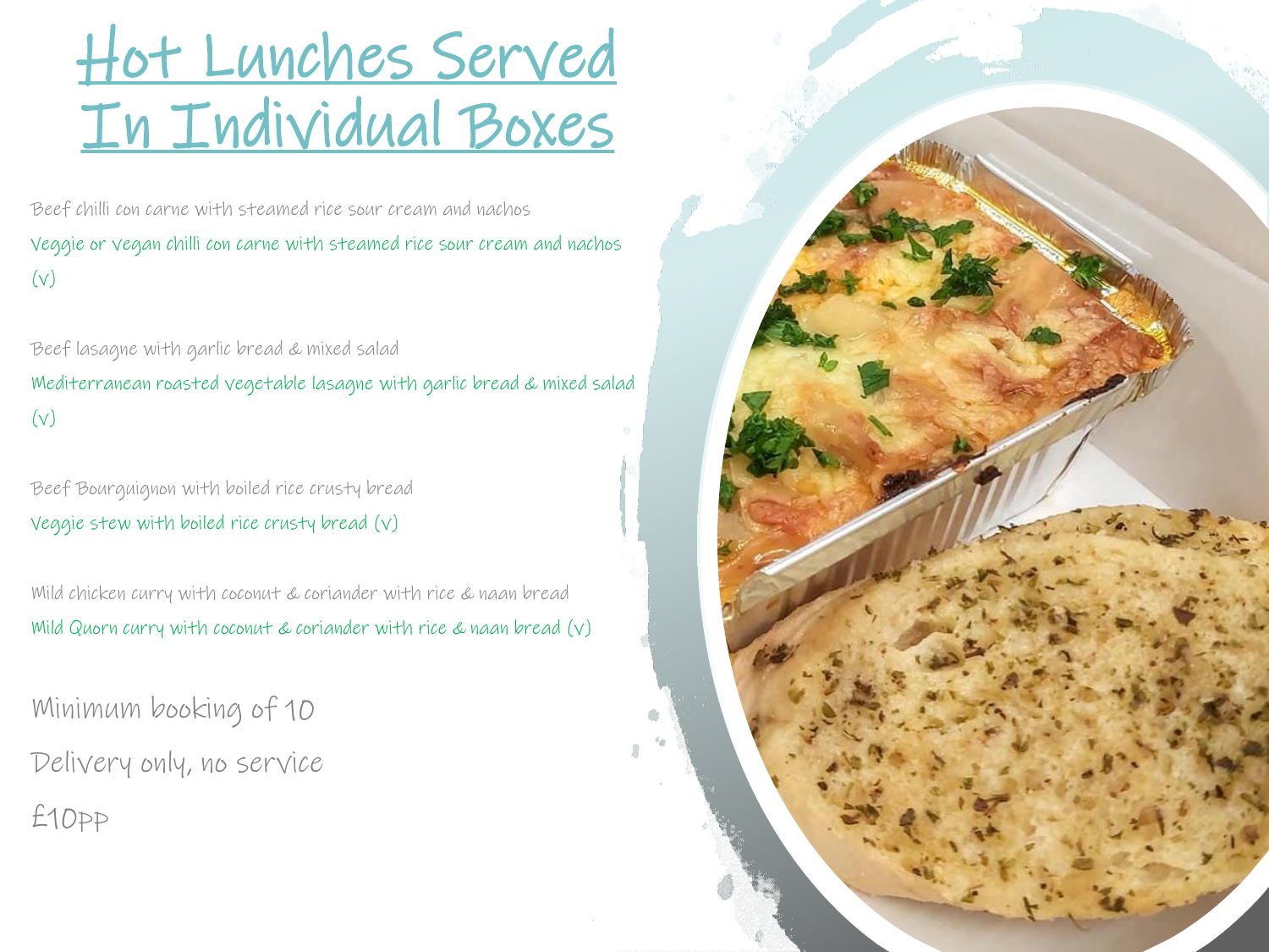# Hot Lunches Served In Individual Boxes

Beef chilli con carne with steamed rice sour cream and nachos

Veggie or vegan chilli con carne with steamed rice sour cream and nachos (v)

Beef lasagne with garlic bread & mixed salad

Mediterranean roasted vegetable lasagne with garlic bread & mixed salad (v)

Beef Bourguignon with boiled rice crusty bread

Veggie stew with boiled rice crusty bread (v)

Mild chicken curry with coconut & coriander with rice & naan bread

Mild Quorn curry with coconut & coriander with rice & naan bread (v)

Minimum booking of 10

Delivery only, no service

£10pp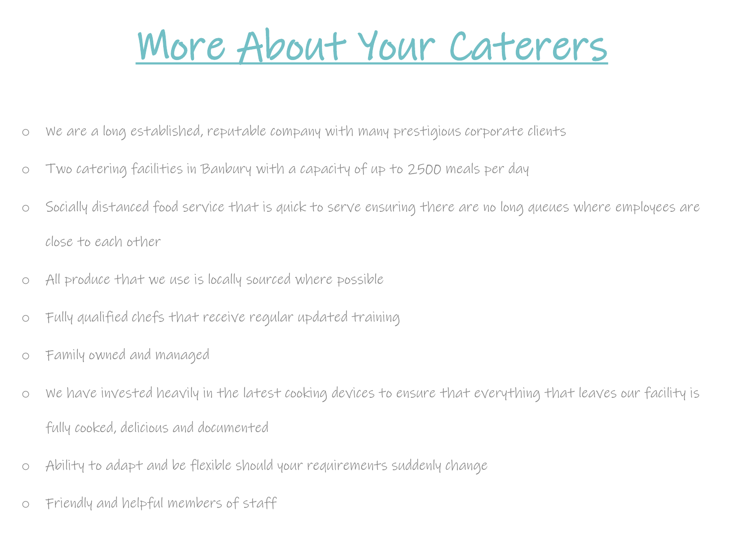# More About Your Caterers

- We are a long established, reputable company with many prestigious corporate clients
- Two catering facilities in Banbury with a capacity of up to 2500 meals per day
- Socially distanced food service that is quick to serve ensuring there are no long queues where employees are close to each other
- All produce that we use is locally sourced where possible
- Fully qualified chefs that receive regular updated training
- Family owned and managed
- We have invested heavily in the latest cooking devices to ensure that everything that leaves our facility is fully cooked, delicious and documented
- Ability to adapt and be flexible should your requirements suddenly change
- Friendly and helpful members of staff